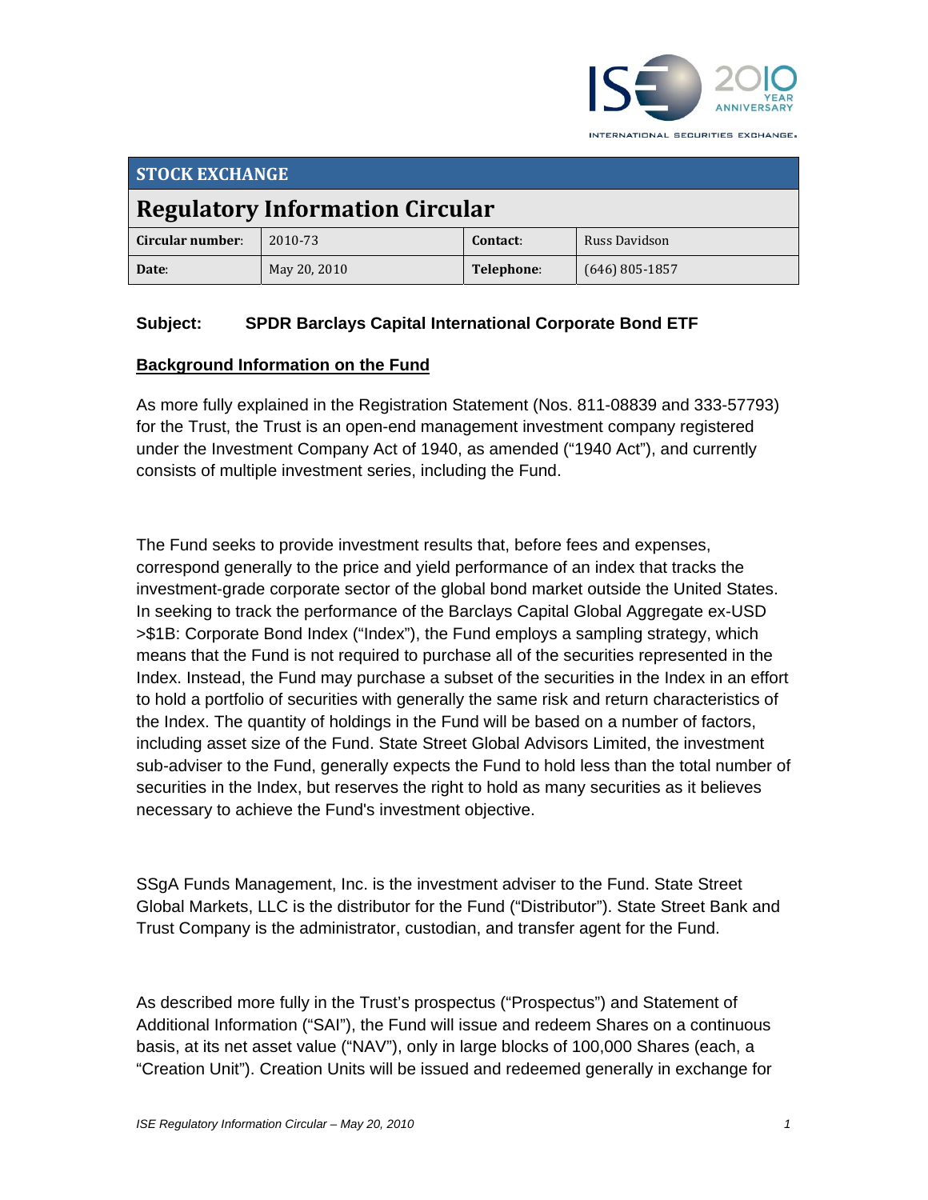**STOCK EXCHANGE**

# Regulatory Information Circular

| **Circular number**: | 2010-73 | **Contact**: | Russ Davidson |
|---|---|---|---|
| **Date**: | May 20, 2010 | **Telephone**: | (646) 805-1857 |

**Subject: SPDR Barclays Capital International Corporate Bond ETF**

**Background Information on the Fund**

As more fully explained in the Registration Statement (Nos. 811-08839 and 333-57793) for the Trust, the Trust is an open-end management investment company registered under the Investment Company Act of 1940, as amended ("1940 Act"), and currently consists of multiple investment series, including the Fund.

The Fund seeks to provide investment results that, before fees and expenses, correspond generally to the price and yield performance of an index that tracks the investment-grade corporate sector of the global bond market outside the United States. In seeking to track the performance of the Barclays Capital Global Aggregate ex-USD >$1B: Corporate Bond Index ("Index"), the Fund employs a sampling strategy, which means that the Fund is not required to purchase all of the securities represented in the Index. Instead, the Fund may purchase a subset of the securities in the Index in an effort to hold a portfolio of securities with generally the same risk and return characteristics of the Index. The quantity of holdings in the Fund will be based on a number of factors, including asset size of the Fund. State Street Global Advisors Limited, the investment sub-adviser to the Fund, generally expects the Fund to hold less than the total number of securities in the Index, but reserves the right to hold as many securities as it believes necessary to achieve the Fund's investment objective.

SSgA Funds Management, Inc. is the investment adviser to the Fund. State Street Global Markets, LLC is the distributor for the Fund ("Distributor"). State Street Bank and Trust Company is the administrator, custodian, and transfer agent for the Fund.

As described more fully in the Trust's prospectus ("Prospectus") and Statement of Additional Information ("SAI"), the Fund will issue and redeem Shares on a continuous basis, at its net asset value ("NAV"), only in large blocks of 100,000 Shares (each, a "Creation Unit"). Creation Units will be issued and redeemed generally in exchange for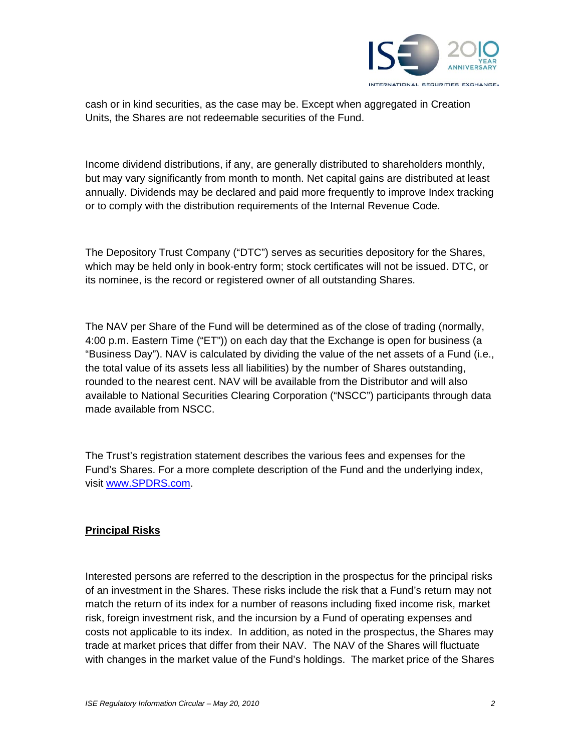cash or in kind securities, as the case may be. Except when aggregated in Creation Units, the Shares are not redeemable securities of the Fund.

Income dividend distributions, if any, are generally distributed to shareholders monthly, but may vary significantly from month to month. Net capital gains are distributed at least annually. Dividends may be declared and paid more frequently to improve Index tracking or to comply with the distribution requirements of the Internal Revenue Code.

The Depository Trust Company ("DTC") serves as securities depository for the Shares, which may be held only in book-entry form; stock certificates will not be issued. DTC, or its nominee, is the record or registered owner of all outstanding Shares.

The NAV per Share of the Fund will be determined as of the close of trading (normally, 4:00 p.m. Eastern Time ("ET")) on each day that the Exchange is open for business (a "Business Day"). NAV is calculated by dividing the value of the net assets of a Fund (i.e., the total value of its assets less all liabilities) by the number of Shares outstanding, rounded to the nearest cent. NAV will be available from the Distributor and will also available to National Securities Clearing Corporation ("NSCC") participants through data made available from NSCC.

The Trust's registration statement describes the various fees and expenses for the Fund's Shares. For a more complete description of the Fund and the underlying index, visit [www.SPDRS.com](http://www.SPDRS.com).

**Principal Risks**

Interested persons are referred to the description in the prospectus for the principal risks of an investment in the Shares. These risks include the risk that a Fund's return may not match the return of its index for a number of reasons including fixed income risk, market risk, foreign investment risk, and the incursion by a Fund of operating expenses and costs not applicable to its index. In addition, as noted in the prospectus, the Shares may trade at market prices that differ from their NAV. The NAV of the Shares will fluctuate with changes in the market value of the Fund's holdings. The market price of the Shares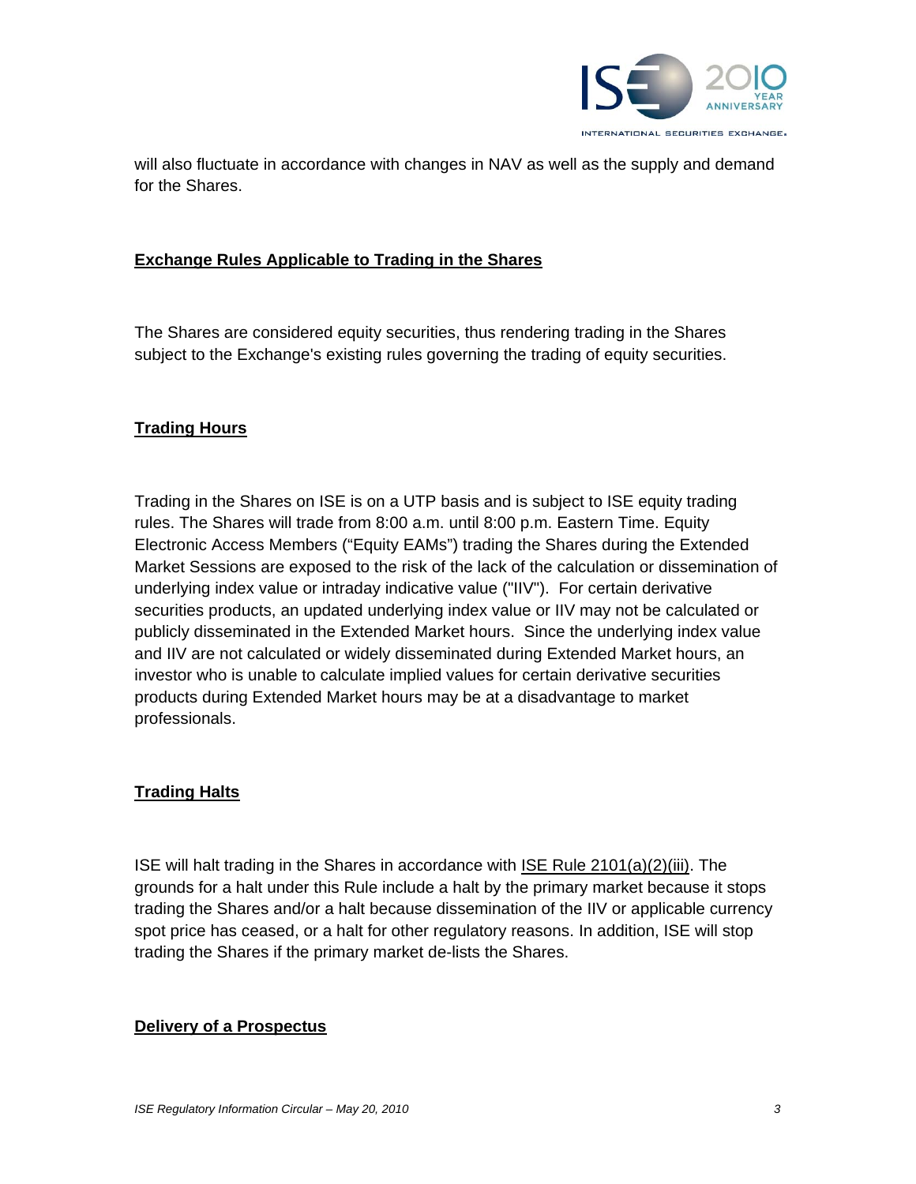will also fluctuate in accordance with changes in NAV as well as the supply and demand for the Shares.

## **Exchange Rules Applicable to Trading in the Shares**

The Shares are considered equity securities, thus rendering trading in the Shares subject to the Exchange's existing rules governing the trading of equity securities.

## **Trading Hours**

Trading in the Shares on ISE is on a UTP basis and is subject to ISE equity trading rules. The Shares will trade from 8:00 a.m. until 8:00 p.m. Eastern Time. Equity Electronic Access Members ("Equity EAMs") trading the Shares during the Extended Market Sessions are exposed to the risk of the lack of the calculation or dissemination of underlying index value or intraday indicative value ("IIV"). For certain derivative securities products, an updated underlying index value or IIV may not be calculated or publicly disseminated in the Extended Market hours. Since the underlying index value and IIV are not calculated or widely disseminated during Extended Market hours, an investor who is unable to calculate implied values for certain derivative securities products during Extended Market hours may be at a disadvantage to market professionals.

## **Trading Halts**

ISE will halt trading in the Shares in accordance with ISE Rule 2101(a)(2)(iii). The grounds for a halt under this Rule include a halt by the primary market because it stops trading the Shares and/or a halt because dissemination of the IIV or applicable currency spot price has ceased, or a halt for other regulatory reasons. In addition, ISE will stop trading the Shares if the primary market de-lists the Shares.

## **Delivery of a Prospectus**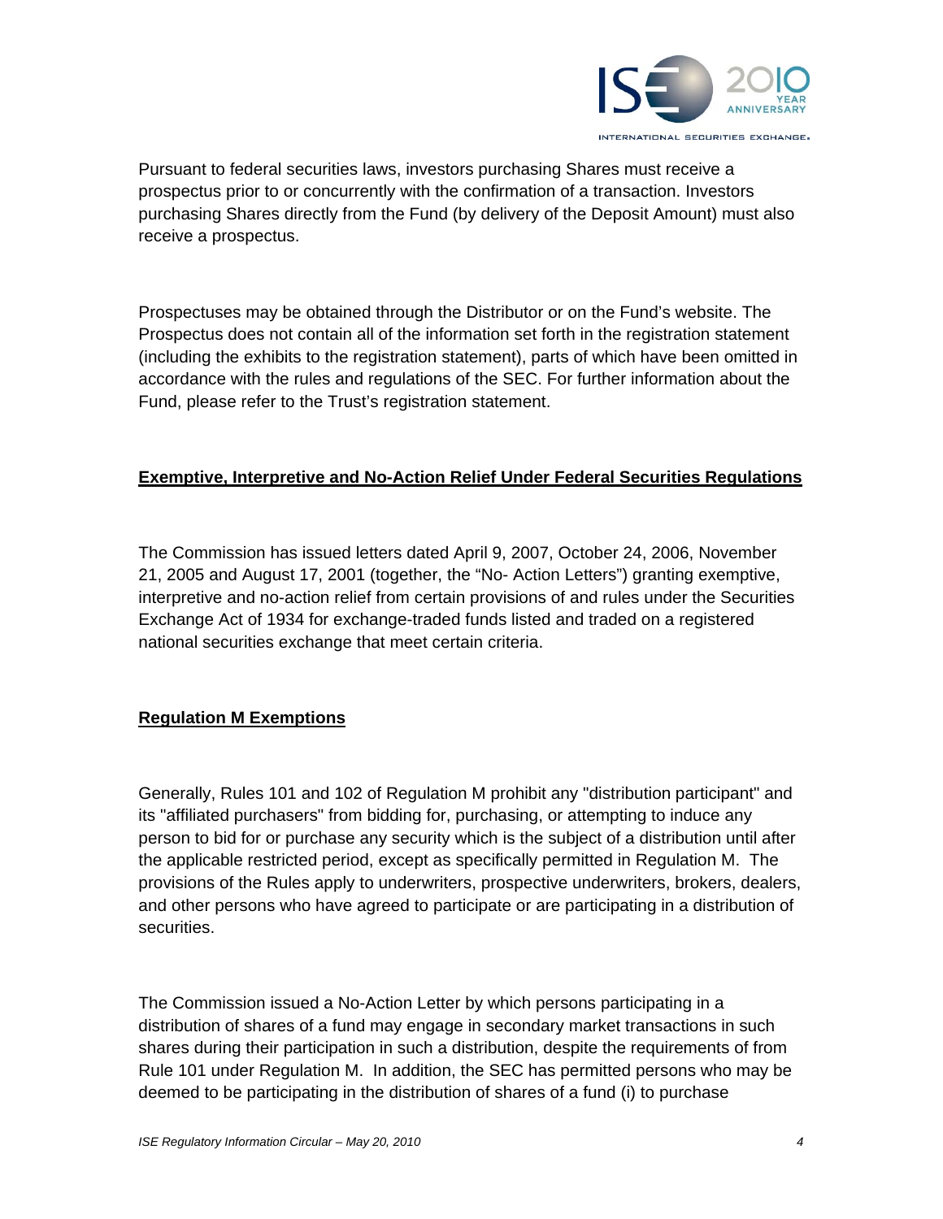Pursuant to federal securities laws, investors purchasing Shares must receive a prospectus prior to or concurrently with the confirmation of a transaction. Investors purchasing Shares directly from the Fund (by delivery of the Deposit Amount) must also receive a prospectus.

Prospectuses may be obtained through the Distributor or on the Fund's website. The Prospectus does not contain all of the information set forth in the registration statement (including the exhibits to the registration statement), parts of which have been omitted in accordance with the rules and regulations of the SEC. For further information about the Fund, please refer to the Trust's registration statement.

**Exemptive, Interpretive and No-Action Relief Under Federal Securities Regulations**

The Commission has issued letters dated April 9, 2007, October 24, 2006, November 21, 2005 and August 17, 2001 (together, the "No- Action Letters") granting exemptive, interpretive and no-action relief from certain provisions of and rules under the Securities Exchange Act of 1934 for exchange-traded funds listed and traded on a registered national securities exchange that meet certain criteria.

**Regulation M Exemptions**

Generally, Rules 101 and 102 of Regulation M prohibit any "distribution participant" and its "affiliated purchasers" from bidding for, purchasing, or attempting to induce any person to bid for or purchase any security which is the subject of a distribution until after the applicable restricted period, except as specifically permitted in Regulation M. The provisions of the Rules apply to underwriters, prospective underwriters, brokers, dealers, and other persons who have agreed to participate or are participating in a distribution of securities.

The Commission issued a No-Action Letter by which persons participating in a distribution of shares of a fund may engage in secondary market transactions in such shares during their participation in such a distribution, despite the requirements of from Rule 101 under Regulation M. In addition, the SEC has permitted persons who may be deemed to be participating in the distribution of shares of a fund (i) to purchase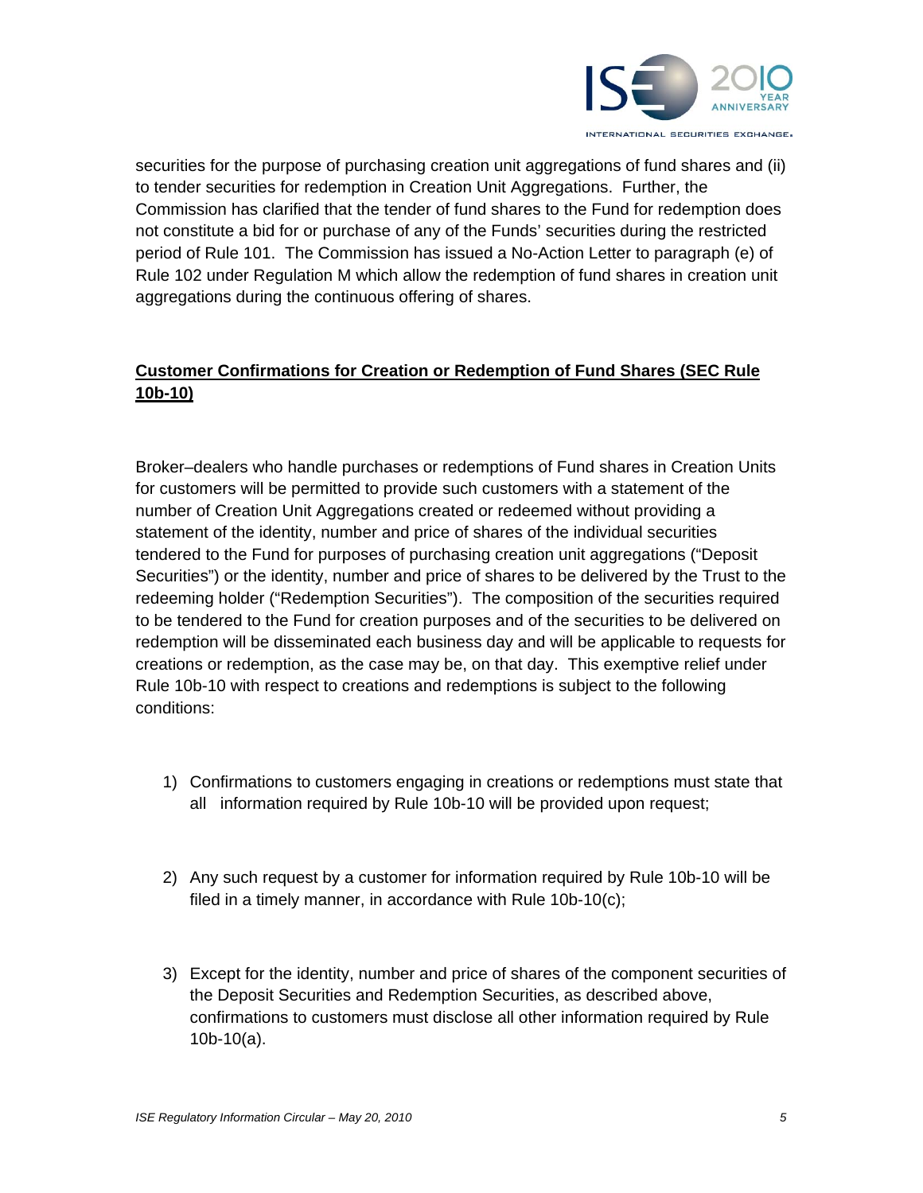securities for the purpose of purchasing creation unit aggregations of fund shares and (ii) to tender securities for redemption in Creation Unit Aggregations. Further, the Commission has clarified that the tender of fund shares to the Fund for redemption does not constitute a bid for or purchase of any of the Funds' securities during the restricted period of Rule 101. The Commission has issued a No-Action Letter to paragraph (e) of Rule 102 under Regulation M which allow the redemption of fund shares in creation unit aggregations during the continuous offering of shares.

**Customer Confirmations for Creation or Redemption of Fund Shares (SEC Rule 10b-10)**

Broker–dealers who handle purchases or redemptions of Fund shares in Creation Units for customers will be permitted to provide such customers with a statement of the number of Creation Unit Aggregations created or redeemed without providing a statement of the identity, number and price of shares of the individual securities tendered to the Fund for purposes of purchasing creation unit aggregations ("Deposit Securities") or the identity, number and price of shares to be delivered by the Trust to the redeeming holder ("Redemption Securities"). The composition of the securities required to be tendered to the Fund for creation purposes and of the securities to be delivered on redemption will be disseminated each business day and will be applicable to requests for creations or redemption, as the case may be, on that day. This exemptive relief under Rule 10b-10 with respect to creations and redemptions is subject to the following conditions:

1) Confirmations to customers engaging in creations or redemptions must state that all information required by Rule 10b-10 will be provided upon request;

2) Any such request by a customer for information required by Rule 10b-10 will be filed in a timely manner, in accordance with Rule 10b-10(c);

3) Except for the identity, number and price of shares of the component securities of the Deposit Securities and Redemption Securities, as described above, confirmations to customers must disclose all other information required by Rule 10b-10(a).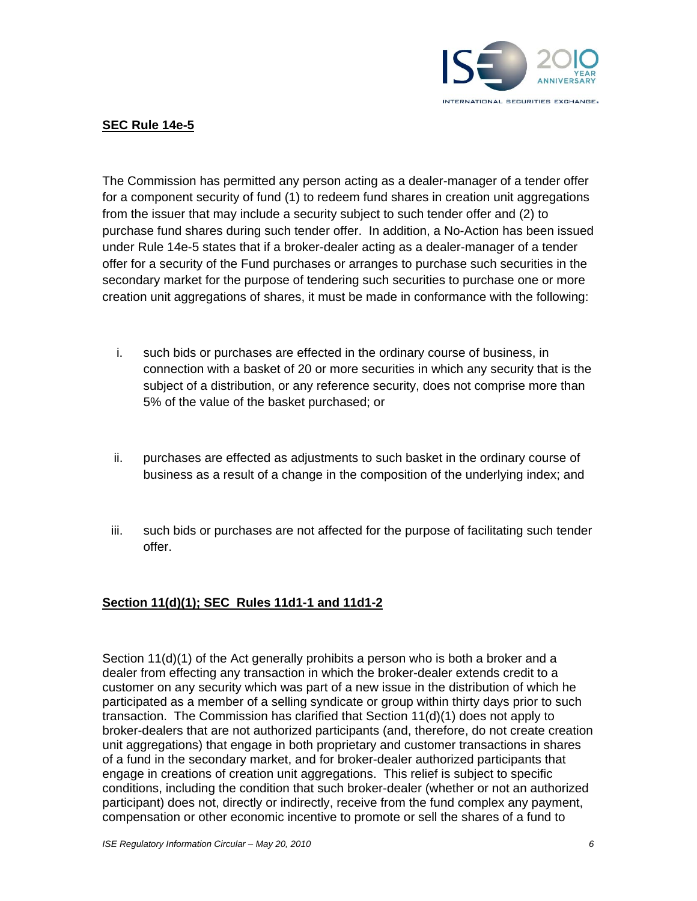**SEC Rule 14e-5**

The Commission has permitted any person acting as a dealer-manager of a tender offer for a component security of fund (1) to redeem fund shares in creation unit aggregations from the issuer that may include a security subject to such tender offer and (2) to purchase fund shares during such tender offer. In addition, a No-Action has been issued under Rule 14e-5 states that if a broker-dealer acting as a dealer-manager of a tender offer for a security of the Fund purchases or arranges to purchase such securities in the secondary market for the purpose of tendering such securities to purchase one or more creation unit aggregations of shares, it must be made in conformance with the following:

i. such bids or purchases are effected in the ordinary course of business, in connection with a basket of 20 or more securities in which any security that is the subject of a distribution, or any reference security, does not comprise more than 5% of the value of the basket purchased; or

ii. purchases are effected as adjustments to such basket in the ordinary course of business as a result of a change in the composition of the underlying index; and

iii. such bids or purchases are not affected for the purpose of facilitating such tender offer.

**Section 11(d)(1); SEC Rules 11d1-1 and 11d1-2**

Section 11(d)(1) of the Act generally prohibits a person who is both a broker and a dealer from effecting any transaction in which the broker-dealer extends credit to a customer on any security which was part of a new issue in the distribution of which he participated as a member of a selling syndicate or group within thirty days prior to such transaction. The Commission has clarified that Section 11(d)(1) does not apply to broker-dealers that are not authorized participants (and, therefore, do not create creation unit aggregations) that engage in both proprietary and customer transactions in shares of a fund in the secondary market, and for broker-dealer authorized participants that engage in creations of creation unit aggregations. This relief is subject to specific conditions, including the condition that such broker-dealer (whether or not an authorized participant) does not, directly or indirectly, receive from the fund complex any payment, compensation or other economic incentive to promote or sell the shares of a fund to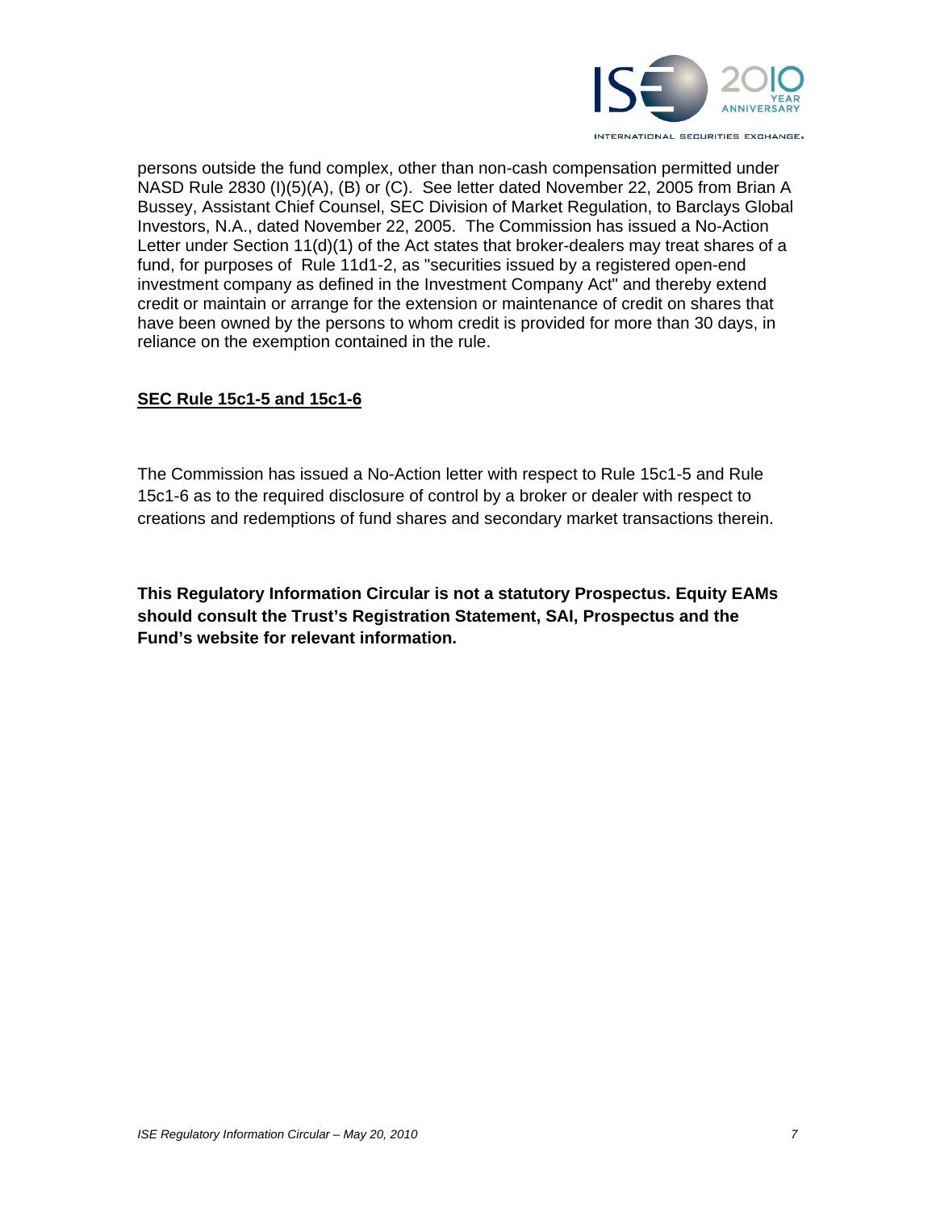persons outside the fund complex, other than non-cash compensation permitted under NASD Rule 2830 (I)(5)(A), (B) or (C). See letter dated November 22, 2005 from Brian A Bussey, Assistant Chief Counsel, SEC Division of Market Regulation, to Barclays Global Investors, N.A., dated November 22, 2005. The Commission has issued a No-Action Letter under Section 11(d)(1) of the Act states that broker-dealers may treat shares of a fund, for purposes of Rule 11d1-2, as "securities issued by a registered open-end investment company as defined in the Investment Company Act" and thereby extend credit or maintain or arrange for the extension or maintenance of credit on shares that have been owned by the persons to whom credit is provided for more than 30 days, in reliance on the exemption contained in the rule.

**SEC Rule 15c1-5 and 15c1-6**

The Commission has issued a No-Action letter with respect to Rule 15c1-5 and Rule 15c1-6 as to the required disclosure of control by a broker or dealer with respect to creations and redemptions of fund shares and secondary market transactions therein.

**This Regulatory Information Circular is not a statutory Prospectus. Equity EAMs should consult the Trust's Registration Statement, SAI, Prospectus and the Fund's website for relevant information.**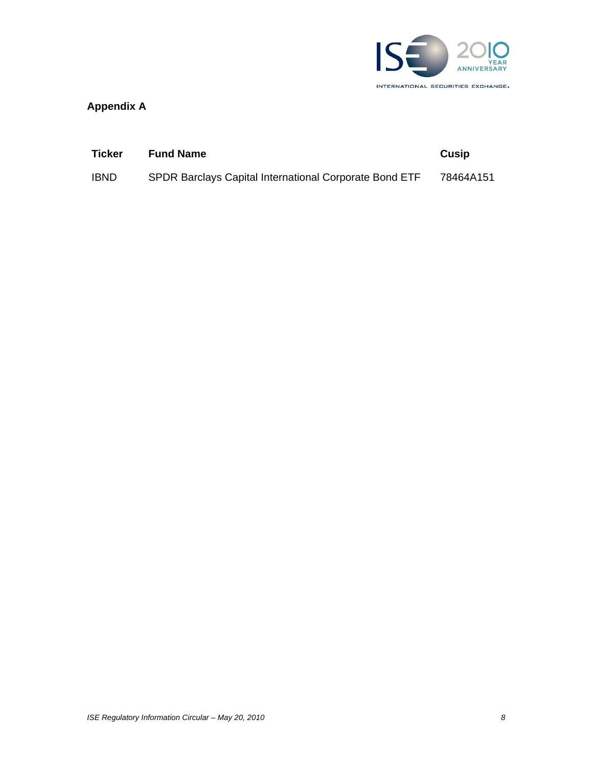## Appendix A

| Ticker | Fund Name | Cusip |
|---|---|---|
| IBND | SPDR Barclays Capital International Corporate Bond ETF | 78464A151 |